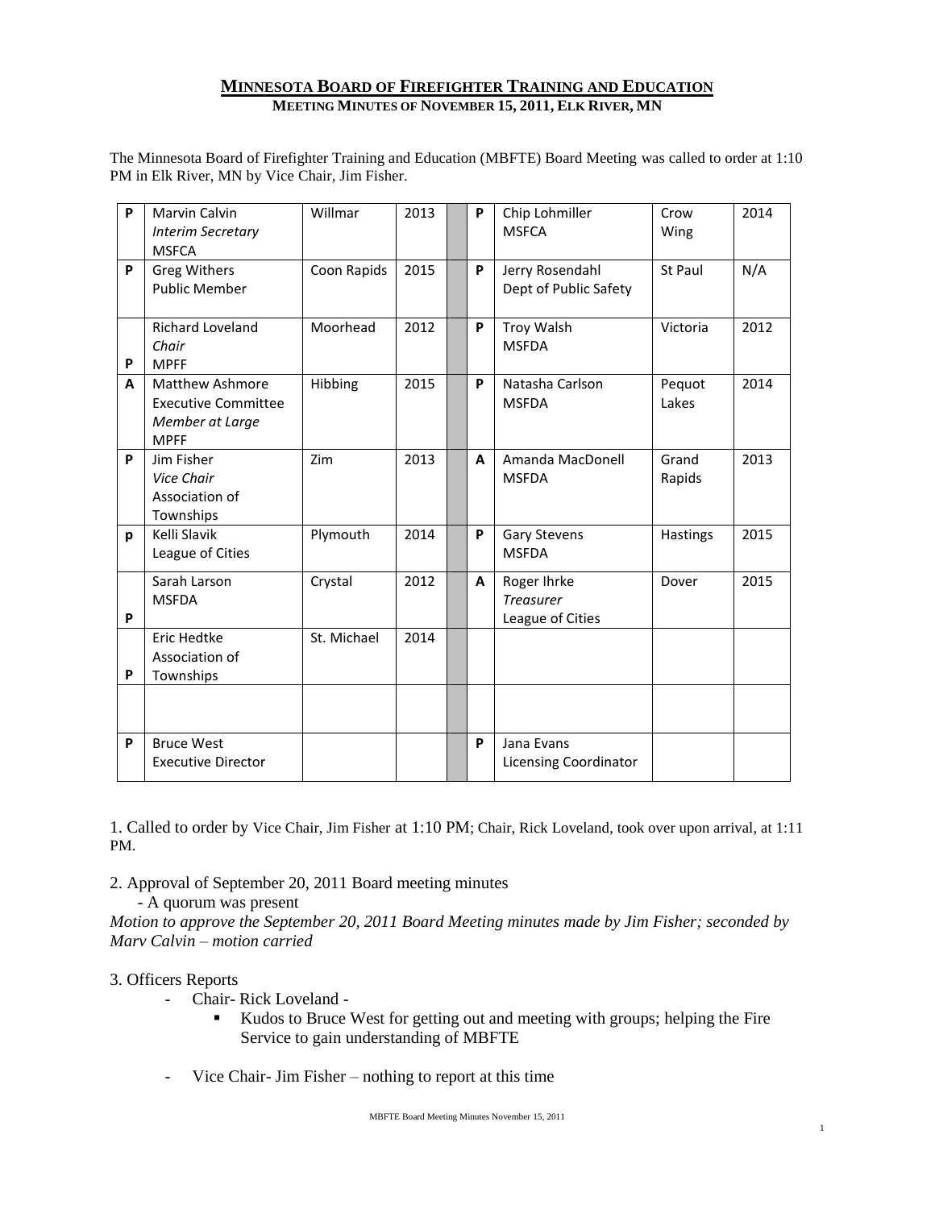# MINNESOTA BOARD OF FIREFIGHTER TRAINING AND EDUCATION

## MEETING MINUTES OF NOVEMBER 15, 2011, ELK RIVER, MN

The Minnesota Board of Firefighter Training and Education (MBFTE) Board Meeting was called to order at 1:10 PM in Elk River, MN by Vice Chair, Jim Fisher.

| | | | | | | | | |
|---|---|---|---|---|---|---|---|---|
| P | Marvin Calvin *Interim Secretary* MSFCA | Willmar | 2013 | | P | Chip Lohmiller MSFCA | Crow Wing | 2014 |
| P | Greg Withers Public Member | Coon Rapids | 2015 | | P | Jerry Rosendahl Dept of Public Safety | St Paul | N/A |
| P | Richard Loveland *Chair* MPFF | Moorhead | 2012 | | P | Troy Walsh MSFDA | Victoria | 2012 |
| A | Matthew Ashmore Executive Committee *Member at Large* MPFF | Hibbing | 2015 | | P | Natasha Carlson MSFDA | Pequot Lakes | 2014 |
| P | Jim Fisher *Vice Chair* Association of Townships | Zim | 2013 | | A | Amanda MacDonell MSFDA | Grand Rapids | 2013 |
| p | Kelli Slavik League of Cities | Plymouth | 2014 | | P | Gary Stevens MSFDA | Hastings | 2015 |
| P | Sarah Larson MSFDA | Crystal | 2012 | | A | Roger Ihrke *Treasurer* League of Cities | Dover | 2015 |
| P | Eric Hedtke Association of Townships | St. Michael | 2014 | | | | | |
| | | | | | | | | |
| P | Bruce West Executive Director | | | | P | Jana Evans Licensing Coordinator | | |

1. Called to order by Vice Chair, Jim Fisher at 1:10 PM; Chair, Rick Loveland, took over upon arrival, at 1:11 PM.

2. Approval of September 20, 2011 Board meeting minutes
   - A quorum was present

*Motion to approve the September 20, 2011 Board Meeting minutes made by Jim Fisher; seconded by Marv Calvin – motion carried*

3. Officers Reports
   - Chair- Rick Loveland -
     - Kudos to Bruce West for getting out and meeting with groups; helping the Fire Service to gain understanding of MBFTE
   - Vice Chair- Jim Fisher – nothing to report at this time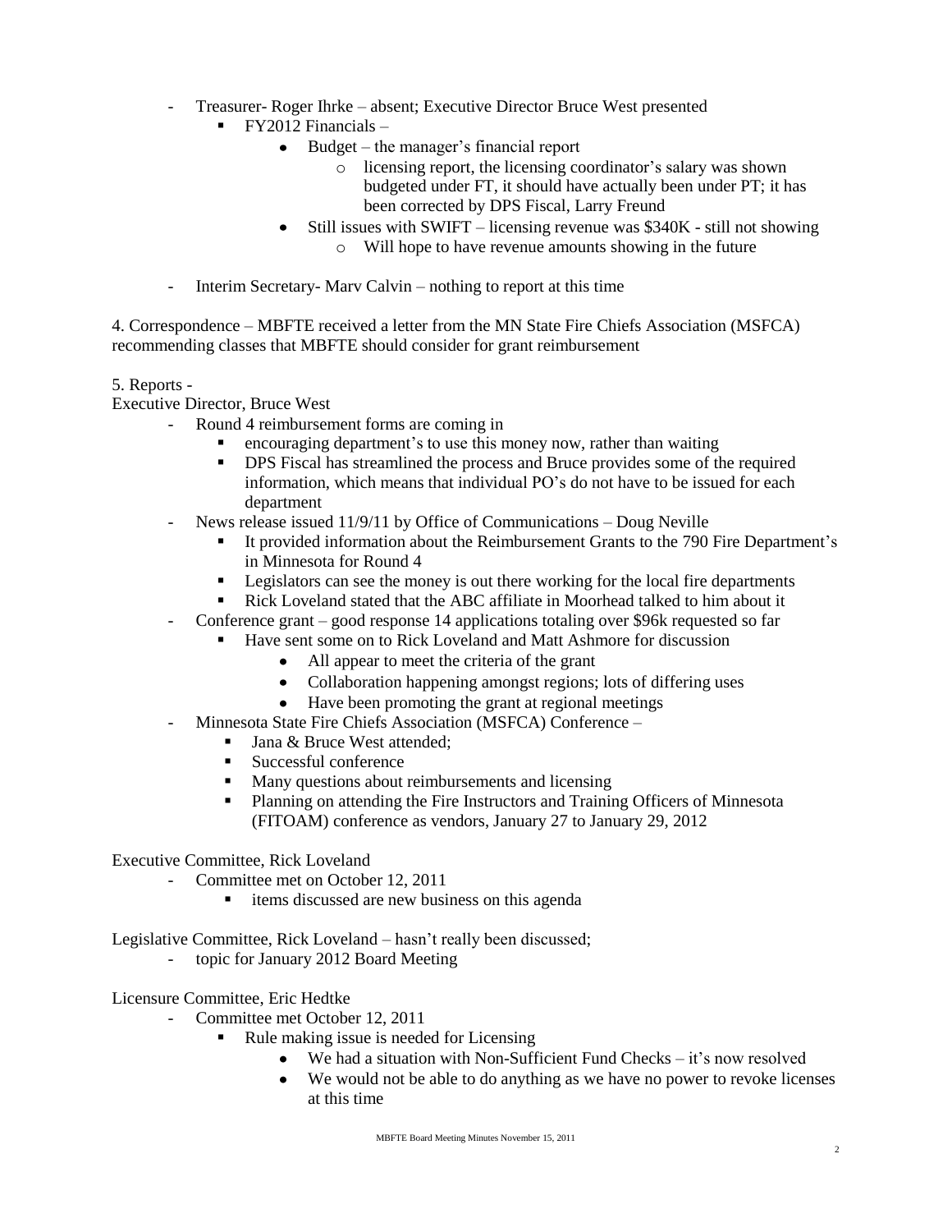- Treasurer- Roger Ihrke – absent; Executive Director Bruce West presented
  - FY2012 Financials –
    - Budget – the manager's financial report
      - licensing report, the licensing coordinator's salary was shown budgeted under FT, it should have actually been under PT; it has been corrected by DPS Fiscal, Larry Freund
    - Still issues with SWIFT – licensing revenue was $340K - still not showing
      - Will hope to have revenue amounts showing in the future

- Interim Secretary- Marv Calvin – nothing to report at this time

4. Correspondence – MBFTE received a letter from the MN State Fire Chiefs Association (MSFCA) recommending classes that MBFTE should consider for grant reimbursement

5. Reports -

Executive Director, Bruce West

- Round 4 reimbursement forms are coming in
  - encouraging department's to use this money now, rather than waiting
  - DPS Fiscal has streamlined the process and Bruce provides some of the required information, which means that individual PO's do not have to be issued for each department
- News release issued 11/9/11 by Office of Communications – Doug Neville
  - It provided information about the Reimbursement Grants to the 790 Fire Department's in Minnesota for Round 4
  - Legislators can see the money is out there working for the local fire departments
  - Rick Loveland stated that the ABC affiliate in Moorhead talked to him about it
- Conference grant – good response 14 applications totaling over $96k requested so far
  - Have sent some on to Rick Loveland and Matt Ashmore for discussion
    - All appear to meet the criteria of the grant
    - Collaboration happening amongst regions; lots of differing uses
    - Have been promoting the grant at regional meetings
- Minnesota State Fire Chiefs Association (MSFCA) Conference –
  - Jana & Bruce West attended;
  - Successful conference
  - Many questions about reimbursements and licensing
  - Planning on attending the Fire Instructors and Training Officers of Minnesota (FITOAM) conference as vendors, January 27 to January 29, 2012

Executive Committee, Rick Loveland

- Committee met on October 12, 2011
  - items discussed are new business on this agenda

Legislative Committee, Rick Loveland – hasn't really been discussed;

- topic for January 2012 Board Meeting

Licensure Committee, Eric Hedtke

- Committee met October 12, 2011
  - Rule making issue is needed for Licensing
    - We had a situation with Non-Sufficient Fund Checks – it's now resolved
    - We would not be able to do anything as we have no power to revoke licenses at this time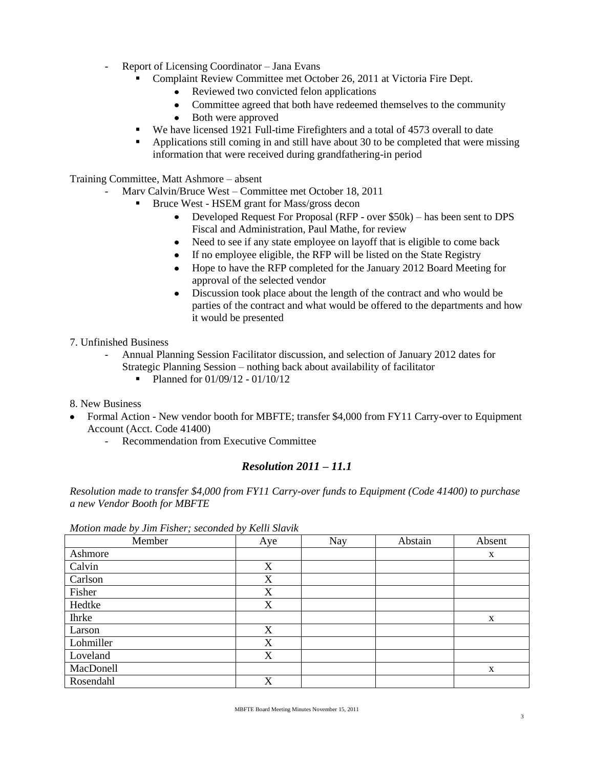- Report of Licensing Coordinator – Jana Evans
  - Complaint Review Committee met October 26, 2011 at Victoria Fire Dept.
    - Reviewed two convicted felon applications
    - Committee agreed that both have redeemed themselves to the community
    - Both were approved
  - We have licensed 1921 Full-time Firefighters and a total of 4573 overall to date
  - Applications still coming in and still have about 30 to be completed that were missing information that were received during grandfathering-in period

Training Committee, Matt Ashmore – absent

- Marv Calvin/Bruce West – Committee met October 18, 2011
  - Bruce West - HSEM grant for Mass/gross decon
    - Developed Request For Proposal (RFP - over $50k) – has been sent to DPS Fiscal and Administration, Paul Mathe, for review
    - Need to see if any state employee on layoff that is eligible to come back
    - If no employee eligible, the RFP will be listed on the State Registry
    - Hope to have the RFP completed for the January 2012 Board Meeting for approval of the selected vendor
    - Discussion took place about the length of the contract and who would be parties of the contract and what would be offered to the departments and how it would be presented

7. Unfinished Business

- Annual Planning Session Facilitator discussion, and selection of January 2012 dates for Strategic Planning Session – nothing back about availability of facilitator
  - Planned for 01/09/12 - 01/10/12

8. New Business

- Formal Action - New vendor booth for MBFTE; transfer $4,000 from FY11 Carry-over to Equipment Account (Acct. Code 41400)
  - Recommendation from Executive Committee

## *Resolution 2011 – 11.1*

*Resolution made to transfer $4,000 from FY11 Carry-over funds to Equipment (Code 41400) to purchase a new Vendor Booth for MBFTE*

*Motion made by Jim Fisher; seconded by Kelli Slavik*

| Member | Aye | Nay | Abstain | Absent |
|---|---|---|---|---|
| Ashmore | | | | x |
| Calvin | X | | | |
| Carlson | X | | | |
| Fisher | X | | | |
| Hedtke | X | | | |
| Ihrke | | | | x |
| Larson | X | | | |
| Lohmiller | X | | | |
| Loveland | X | | | |
| MacDonell | | | | x |
| Rosendahl | X | | | |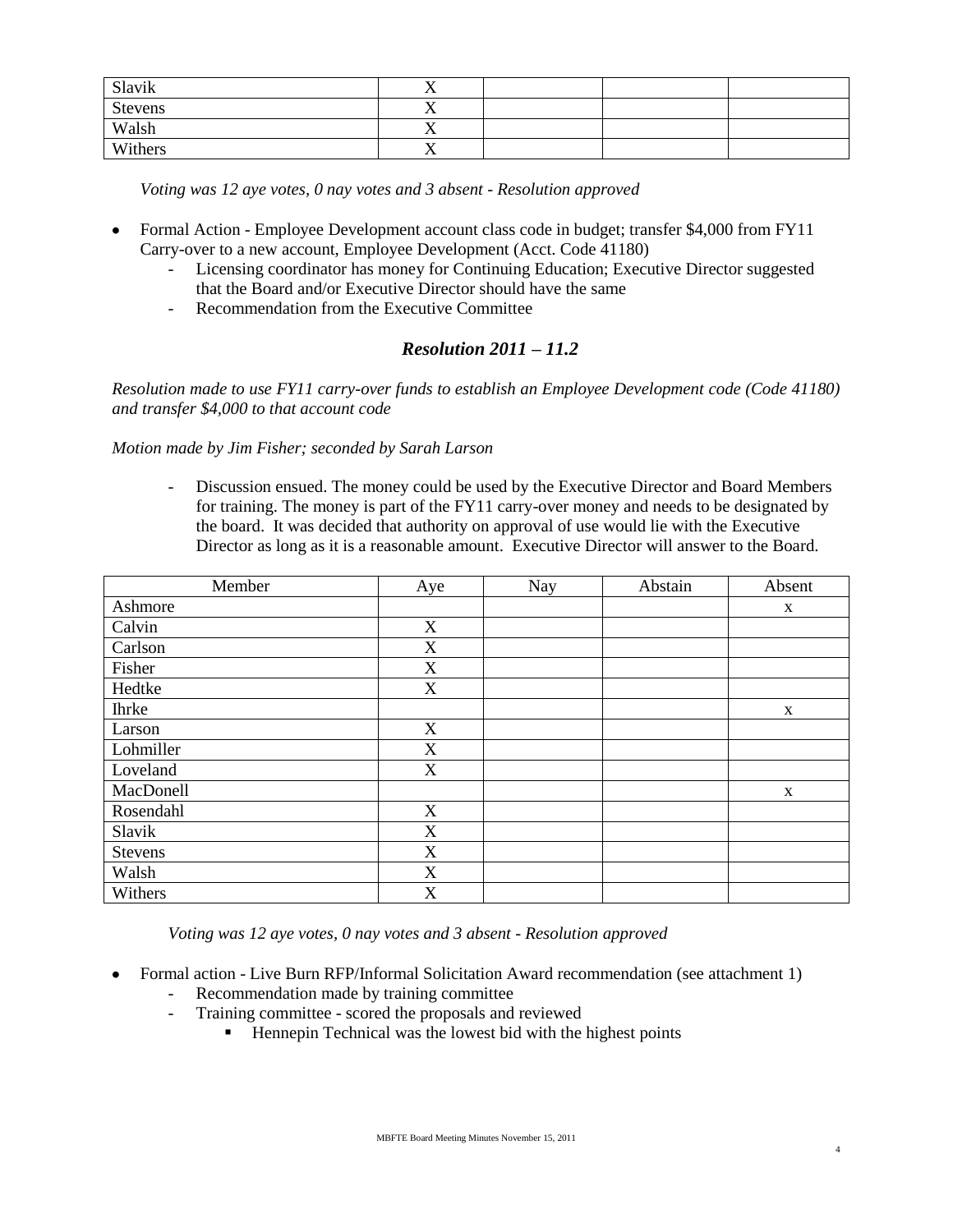| | | | | |
|---|---|---|---|---|
| Slavik | X | | | |
| Stevens | X | | | |
| Walsh | X | | | |
| Withers | X | | | |

*Voting was 12 aye votes, 0 nay votes and 3 absent - Resolution approved*

- Formal Action - Employee Development account class code in budget; transfer $4,000 from FY11 Carry-over to a new account, Employee Development (Acct. Code 41180)
  - Licensing coordinator has money for Continuing Education; Executive Director suggested that the Board and/or Executive Director should have the same
  - Recommendation from the Executive Committee

### *Resolution 2011 – 11.2*

*Resolution made to use FY11 carry-over funds to establish an Employee Development code (Code 41180) and transfer $4,000 to that account code*

*Motion made by Jim Fisher; seconded by Sarah Larson*

- Discussion ensued. The money could be used by the Executive Director and Board Members for training. The money is part of the FY11 carry-over money and needs to be designated by the board. It was decided that authority on approval of use would lie with the Executive Director as long as it is a reasonable amount. Executive Director will answer to the Board.

| Member | Aye | Nay | Abstain | Absent |
|---|---|---|---|---|
| Ashmore | | | | x |
| Calvin | X | | | |
| Carlson | X | | | |
| Fisher | X | | | |
| Hedtke | X | | | |
| Ihrke | | | | x |
| Larson | X | | | |
| Lohmiller | X | | | |
| Loveland | X | | | |
| MacDonell | | | | x |
| Rosendahl | X | | | |
| Slavik | X | | | |
| Stevens | X | | | |
| Walsh | X | | | |
| Withers | X | | | |

*Voting was 12 aye votes, 0 nay votes and 3 absent - Resolution approved*

- Formal action - Live Burn RFP/Informal Solicitation Award recommendation (see attachment 1)
  - Recommendation made by training committee
  - Training committee - scored the proposals and reviewed
    - Hennepin Technical was the lowest bid with the highest points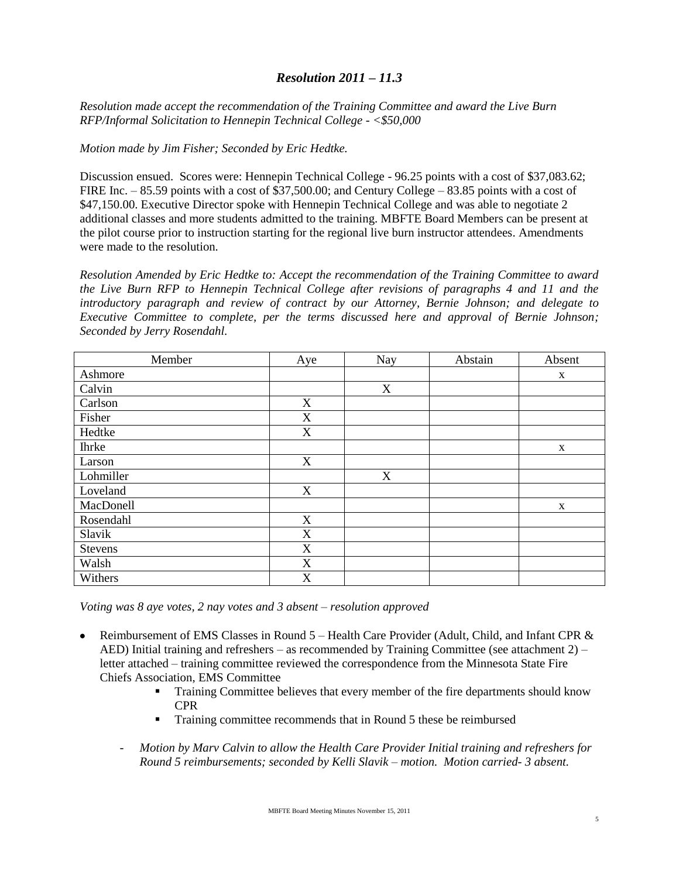### *Resolution 2011 – 11.3*

*Resolution made accept the recommendation of the Training Committee and award the Live Burn RFP/Informal Solicitation to Hennepin Technical College - <$50,000*

*Motion made by Jim Fisher; Seconded by Eric Hedtke.*

Discussion ensued. Scores were: Hennepin Technical College - 96.25 points with a cost of $37,083.62; FIRE Inc. – 85.59 points with a cost of $37,500.00; and Century College – 83.85 points with a cost of $47,150.00. Executive Director spoke with Hennepin Technical College and was able to negotiate 2 additional classes and more students admitted to the training. MBFTE Board Members can be present at the pilot course prior to instruction starting for the regional live burn instructor attendees. Amendments were made to the resolution.

*Resolution Amended by Eric Hedtke to: Accept the recommendation of the Training Committee to award the Live Burn RFP to Hennepin Technical College after revisions of paragraphs 4 and 11 and the introductory paragraph and review of contract by our Attorney, Bernie Johnson; and delegate to Executive Committee to complete, per the terms discussed here and approval of Bernie Johnson; Seconded by Jerry Rosendahl.*

| Member | Aye | Nay | Abstain | Absent |
|---|---|---|---|---|
| Ashmore | | | | x |
| Calvin | | X | | |
| Carlson | X | | | |
| Fisher | X | | | |
| Hedtke | X | | | |
| Ihrke | | | | x |
| Larson | X | | | |
| Lohmiller | | X | | |
| Loveland | X | | | |
| MacDonell | | | | x |
| Rosendahl | X | | | |
| Slavik | X | | | |
| Stevens | X | | | |
| Walsh | X | | | |
| Withers | X | | | |

*Voting was 8 aye votes, 2 nay votes and 3 absent – resolution approved*

- Reimbursement of EMS Classes in Round 5 – Health Care Provider (Adult, Child, and Infant CPR & AED) Initial training and refreshers – as recommended by Training Committee (see attachment 2) – letter attached – training committee reviewed the correspondence from the Minnesota State Fire Chiefs Association, EMS Committee
  - Training Committee believes that every member of the fire departments should know CPR
  - Training committee recommends that in Round 5 these be reimbursed

  - *Motion by Marv Calvin to allow the Health Care Provider Initial training and refreshers for Round 5 reimbursements; seconded by Kelli Slavik – motion. Motion carried- 3 absent.*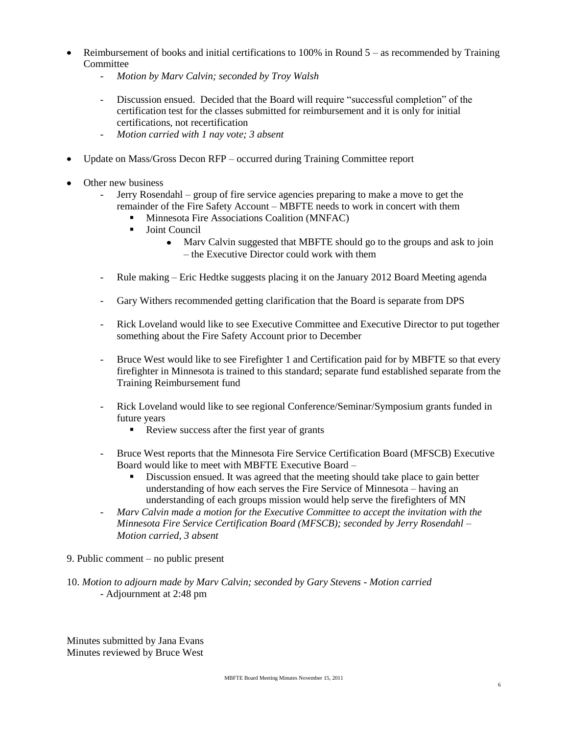- Reimbursement of books and initial certifications to 100% in Round 5 – as recommended by Training Committee
  - *Motion by Marv Calvin; seconded by Troy Walsh*
  - Discussion ensued. Decided that the Board will require "successful completion" of the certification test for the classes submitted for reimbursement and it is only for initial certifications, not recertification
  - *Motion carried with 1 nay vote; 3 absent*
- Update on Mass/Gross Decon RFP – occurred during Training Committee report
- Other new business
  - Jerry Rosendahl – group of fire service agencies preparing to make a move to get the remainder of the Fire Safety Account – MBFTE needs to work in concert with them
    - Minnesota Fire Associations Coalition (MNFAC)
    - Joint Council
      - Marv Calvin suggested that MBFTE should go to the groups and ask to join – the Executive Director could work with them
  - Rule making – Eric Hedtke suggests placing it on the January 2012 Board Meeting agenda
  - Gary Withers recommended getting clarification that the Board is separate from DPS
  - Rick Loveland would like to see Executive Committee and Executive Director to put together something about the Fire Safety Account prior to December
  - Bruce West would like to see Firefighter 1 and Certification paid for by MBFTE so that every firefighter in Minnesota is trained to this standard; separate fund established separate from the Training Reimbursement fund
  - Rick Loveland would like to see regional Conference/Seminar/Symposium grants funded in future years
    - Review success after the first year of grants
  - Bruce West reports that the Minnesota Fire Service Certification Board (MFSCB) Executive Board would like to meet with MBFTE Executive Board –
    - Discussion ensued. It was agreed that the meeting should take place to gain better understanding of how each serves the Fire Service of Minnesota – having an understanding of each groups mission would help serve the firefighters of MN
  - *Marv Calvin made a motion for the Executive Committee to accept the invitation with the Minnesota Fire Service Certification Board (MFSCB); seconded by Jerry Rosendahl – Motion carried, 3 absent*

9. Public comment – no public present

10. *Motion to adjourn made by Marv Calvin; seconded by Gary Stevens - Motion carried*
    - Adjournment at 2:48 pm

Minutes submitted by Jana Evans
Minutes reviewed by Bruce West